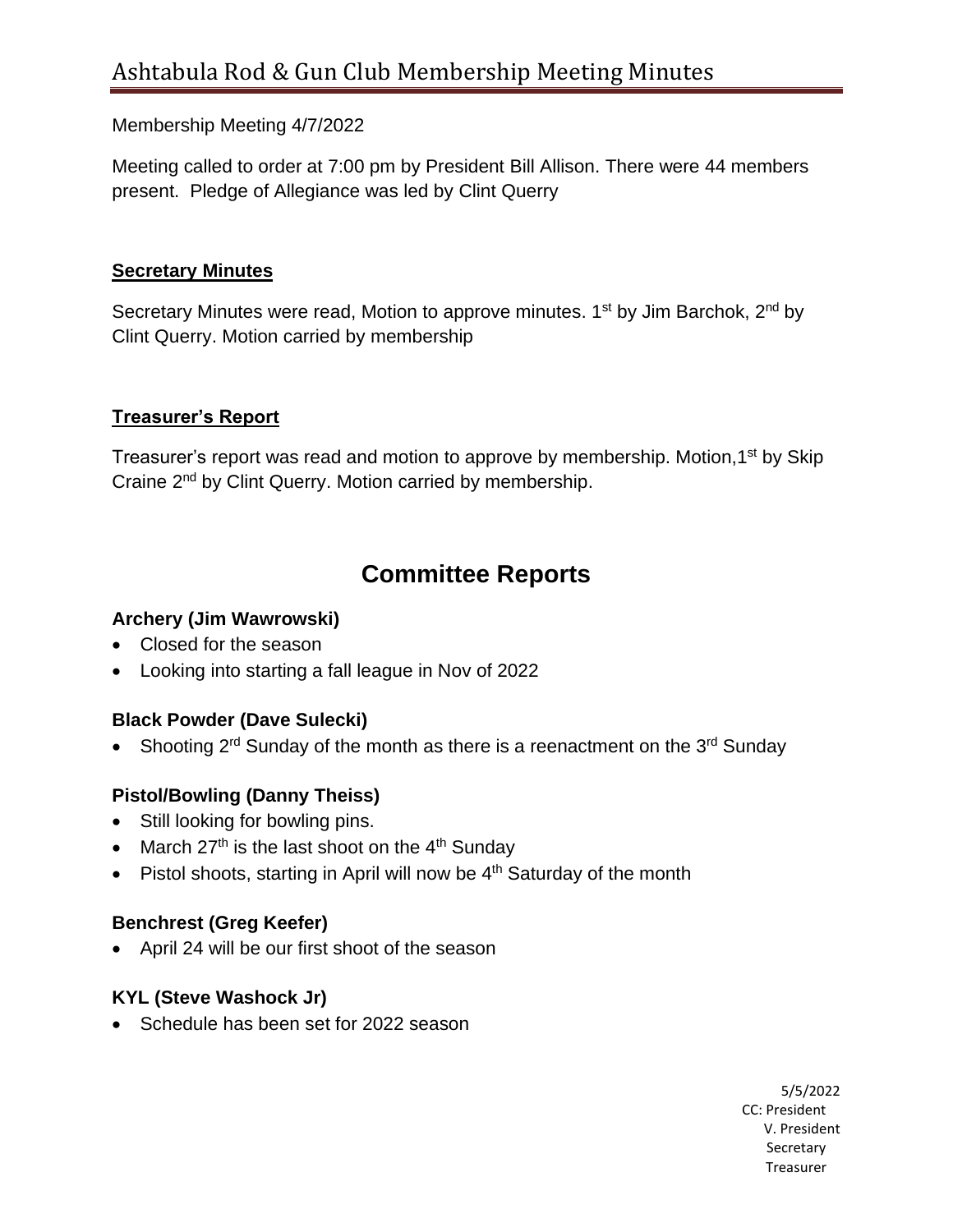# Ashtabula Rod & Gun Club Membership Meeting Minutes

Membership Meeting 4/7/2022

Meeting called to order at 7:00 pm by President Bill Allison. There were 44 members present. Pledge of Allegiance was led by Clint Querry

## Secretary Minutes

Secretary Minutes were read, Motion to approve minutes. 1st by Jim Barchok, 2nd by Clint Querry. Motion carried by membership

## Treasurer's Report

Treasurer's report was read and motion to approve by membership. Motion,1st by Skip Craine 2nd by Clint Querry. Motion carried by membership.

# Committee Reports

### Archery (Jim Wawrowski)

- Closed for the season
- Looking into starting a fall league in Nov of 2022

### Black Powder (Dave Sulecki)

- Shooting 2rd Sunday of the month as there is a reenactment on the 3rd Sunday

### Pistol/Bowling (Danny Theiss)

- Still looking for bowling pins.
- March 27th is the last shoot on the 4th Sunday
- Pistol shoots, starting in April will now be 4th Saturday of the month

### Benchrest (Greg Keefer)

- April 24 will be our first shoot of the season

### KYL (Steve Washock Jr)

- Schedule has been set for 2022 season

5/5/2022
CC: President
V. President
Secretary
Treasurer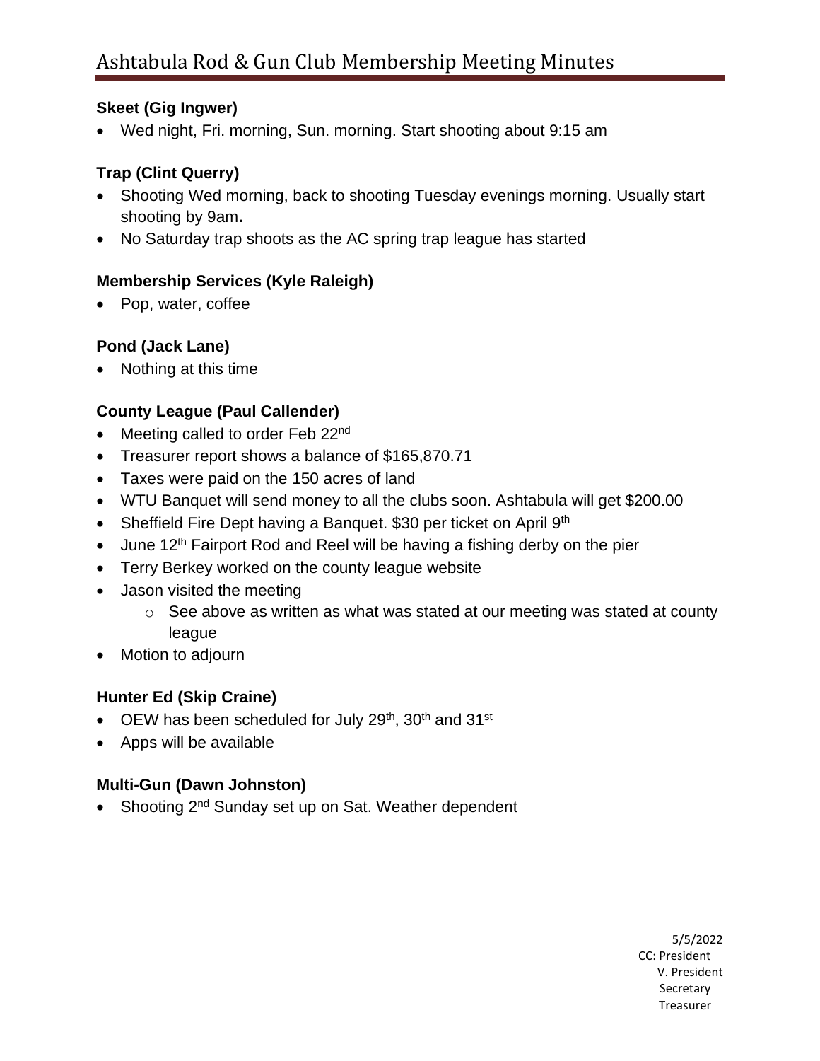### Skeet (Gig Ingwer)

- Wed night, Fri. morning, Sun. morning. Start shooting about 9:15 am

### Trap (Clint Querry)

- Shooting Wed morning, back to shooting Tuesday evenings morning. Usually start shooting by 9am**.**
- No Saturday trap shoots as the AC spring trap league has started

### Membership Services (Kyle Raleigh)

- Pop, water, coffee

### Pond (Jack Lane)

- Nothing at this time

### County League (Paul Callender)

- Meeting called to order Feb 22nd
- Treasurer report shows a balance of $165,870.71
- Taxes were paid on the 150 acres of land
- WTU Banquet will send money to all the clubs soon. Ashtabula will get $200.00
- Sheffield Fire Dept having a Banquet. $30 per ticket on April 9th
- June 12th Fairport Rod and Reel will be having a fishing derby on the pier
- Terry Berkey worked on the county league website
- Jason visited the meeting
  - See above as written as what was stated at our meeting was stated at county league
- Motion to adjourn

### Hunter Ed (Skip Craine)

- OEW has been scheduled for July 29th, 30th and 31st
- Apps will be available

### Multi-Gun (Dawn Johnston)

- Shooting 2nd Sunday set up on Sat. Weather dependent

5/5/2022
CC: President
V. President
Secretary
Treasurer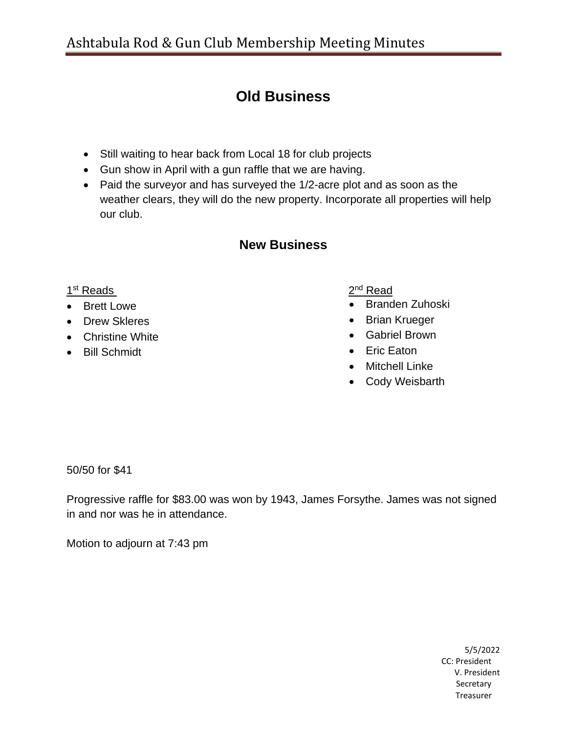# Old Business

- Still waiting to hear back from Local 18 for club projects
- Gun show in April with a gun raffle that we are having.
- Paid the surveyor and has surveyed the 1/2-acre plot and as soon as the weather clears, they will do the new property. Incorporate all properties will help our club.

## New Business

1st Reads

- Brett Lowe
- Drew Skleres
- Christine White
- Bill Schmidt

2nd Read

- Branden Zuhoski
- Brian Krueger
- Gabriel Brown
- Eric Eaton
- Mitchell Linke
- Cody Weisbarth

50/50 for $41

Progressive raffle for $83.00 was won by 1943, James Forsythe. James was not signed in and nor was he in attendance.

Motion to adjourn at 7:43 pm

5/5/2022
CC: President
V. President
Secretary
Treasurer